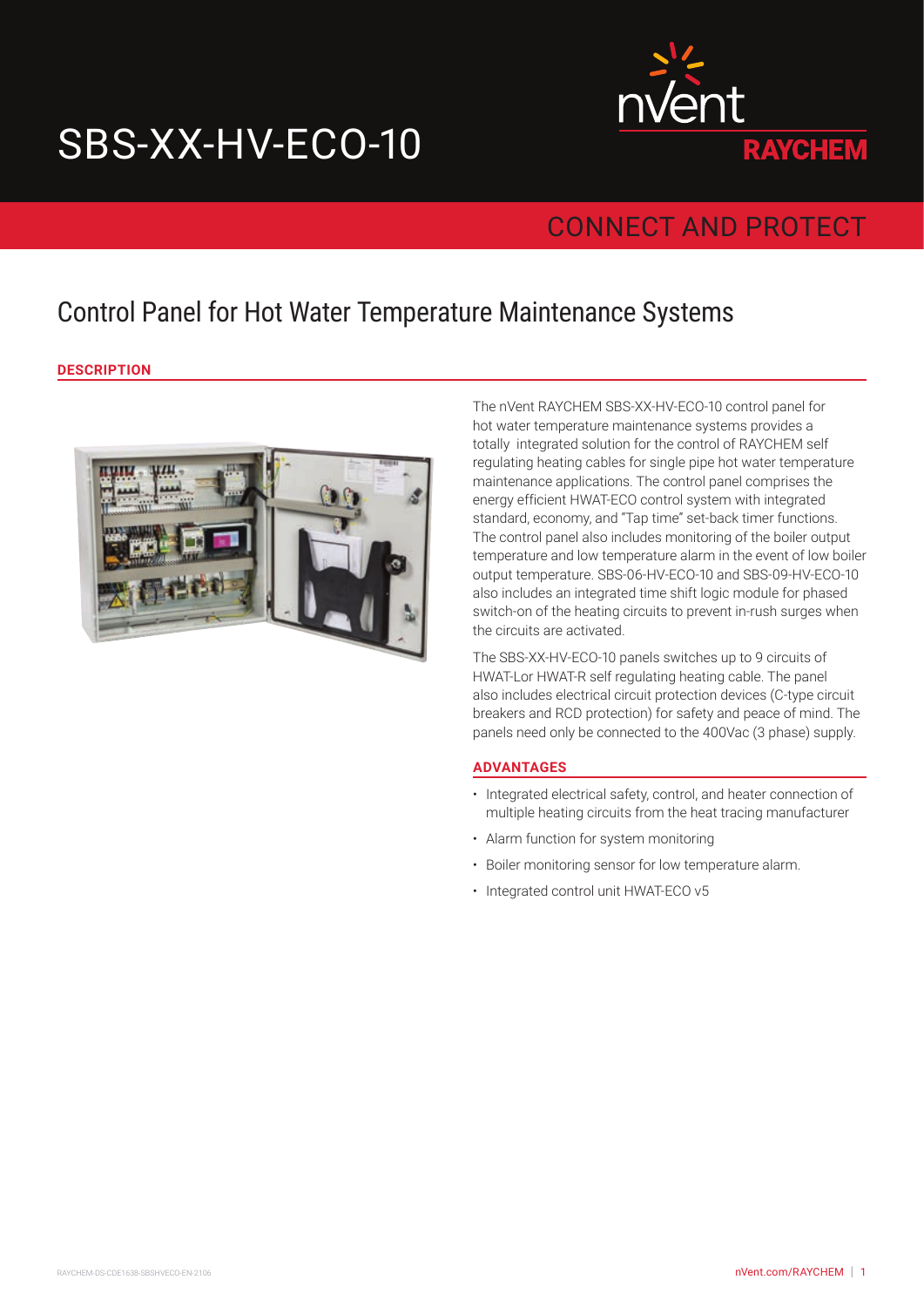# SBS-XX-HV-ECO-10

nVent RAYCHEM

CONNECT AND PROTECT

## Control Panel for Hot Water Temperature Maintenance Systems

### DESCRIPTION

The nVent RAYCHEM SBS-XX-HV-ECO-10 control panel for hot water temperature maintenance systems provides a totally integrated solution for the control of RAYCHEM self regulating heating cables for single pipe hot water temperature maintenance applications. The control panel comprises the energy efficient HWAT-ECO control system with integrated standard, economy, and "Tap time" set-back timer functions. The control panel also includes monitoring of the boiler output temperature and low temperature alarm in the event of low boiler output temperature. SBS-06-HV-ECO-10 and SBS-09-HV-ECO-10 also includes an integrated time shift logic module for phased switch-on of the heating circuits to prevent in-rush surges when the circuits are activated.

The SBS-XX-HV-ECO-10 panels switches up to 9 circuits of HWAT-Lor HWAT-R self regulating heating cable. The panel also includes electrical circuit protection devices (C-type circuit breakers and RCD protection) for safety and peace of mind. The panels need only be connected to the 400Vac (3 phase) supply.

### ADVANTAGES

- Integrated electrical safety, control, and heater connection of multiple heating circuits from the heat tracing manufacturer
- Alarm function for system monitoring
- Boiler monitoring sensor for low temperature alarm.
- Integrated control unit HWAT-ECO v5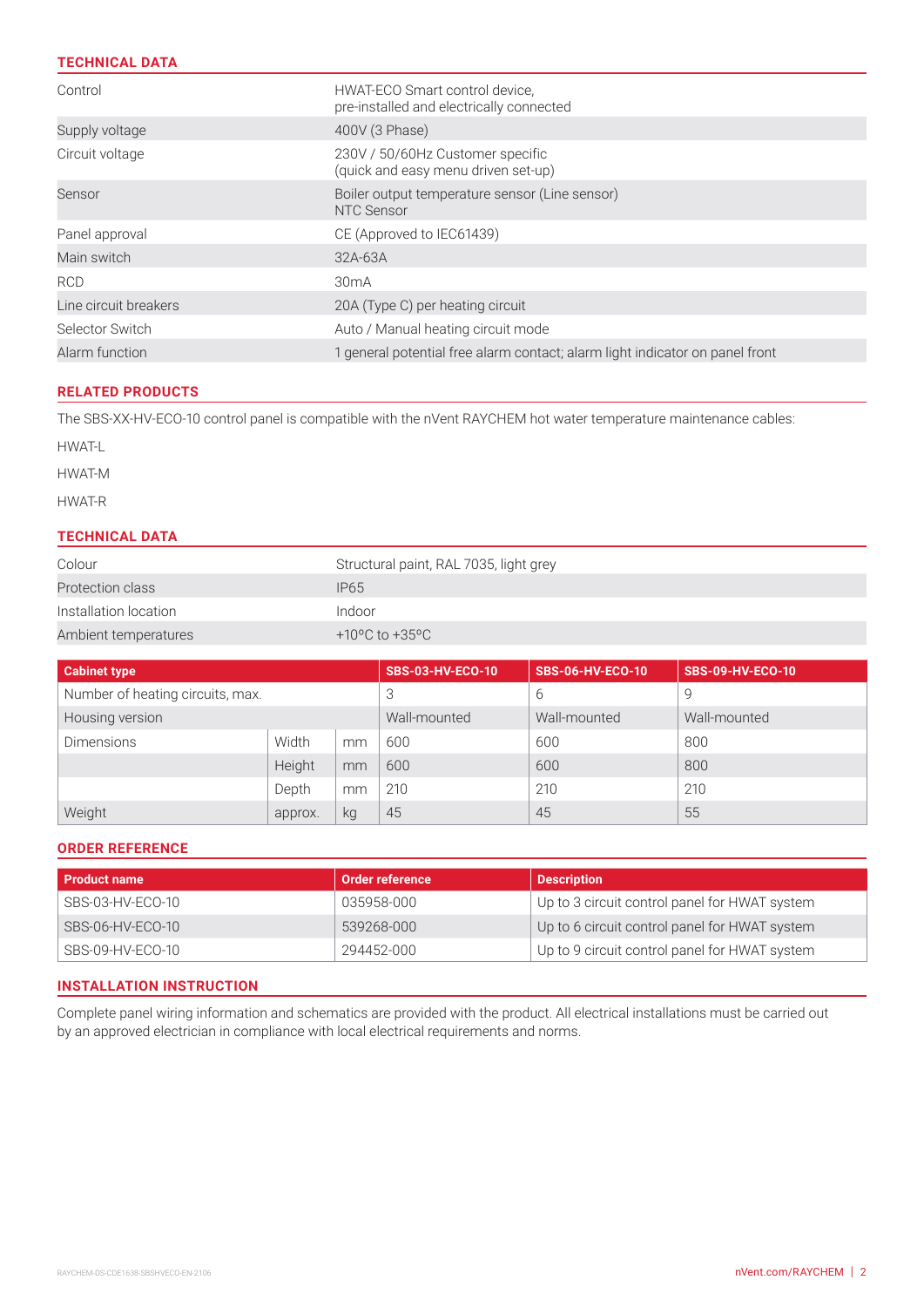## TECHNICAL DATA

| | |
|---|---|
| Control | HWAT-ECO Smart control device, pre-installed and electrically connected |
| Supply voltage | 400V (3 Phase) |
| Circuit voltage | 230V / 50/60Hz Customer specific (quick and easy menu driven set-up) |
| Sensor | Boiler output temperature sensor (Line sensor) NTC Sensor |
| Panel approval | CE (Approved to IEC61439) |
| Main switch | 32A-63A |
| RCD | 30mA |
| Line circuit breakers | 20A (Type C) per heating circuit |
| Selector Switch | Auto / Manual heating circuit mode |
| Alarm function | 1 general potential free alarm contact; alarm light indicator on panel front |

## RELATED PRODUCTS

The SBS-XX-HV-ECO-10 control panel is compatible with the nVent RAYCHEM hot water temperature maintenance cables:

HWAT-L

HWAT-M

HWAT-R

## TECHNICAL DATA

| | |
|---|---|
| Colour | Structural paint, RAL 7035, light grey |
| Protection class | IP65 |
| Installation location | Indoor |
| Ambient temperatures | +10°C to +35°C |

| Cabinet type | | | SBS-03-HV-ECO-10 | SBS-06-HV-ECO-10 | SBS-09-HV-ECO-10 |
|---|---|---|---|---|---|
| Number of heating circuits, max. | | | 3 | 6 | 9 |
| Housing version | | | Wall-mounted | Wall-mounted | Wall-mounted |
| Dimensions | Width | mm | 600 | 600 | 800 |
| | Height | mm | 600 | 600 | 800 |
| | Depth | mm | 210 | 210 | 210 |
| Weight | approx. | kg | 45 | 45 | 55 |

## ORDER REFERENCE

| Product name | Order reference | Description |
|---|---|---|
| SBS-03-HV-ECO-10 | 035958-000 | Up to 3 circuit control panel for HWAT system |
| SBS-06-HV-ECO-10 | 539268-000 | Up to 6 circuit control panel for HWAT system |
| SBS-09-HV-ECO-10 | 294452-000 | Up to 9 circuit control panel for HWAT system |

## INSTALLATION INSTRUCTION

Complete panel wiring information and schematics are provided with the product. All electrical installations must be carried out by an approved electrician in compliance with local electrical requirements and norms.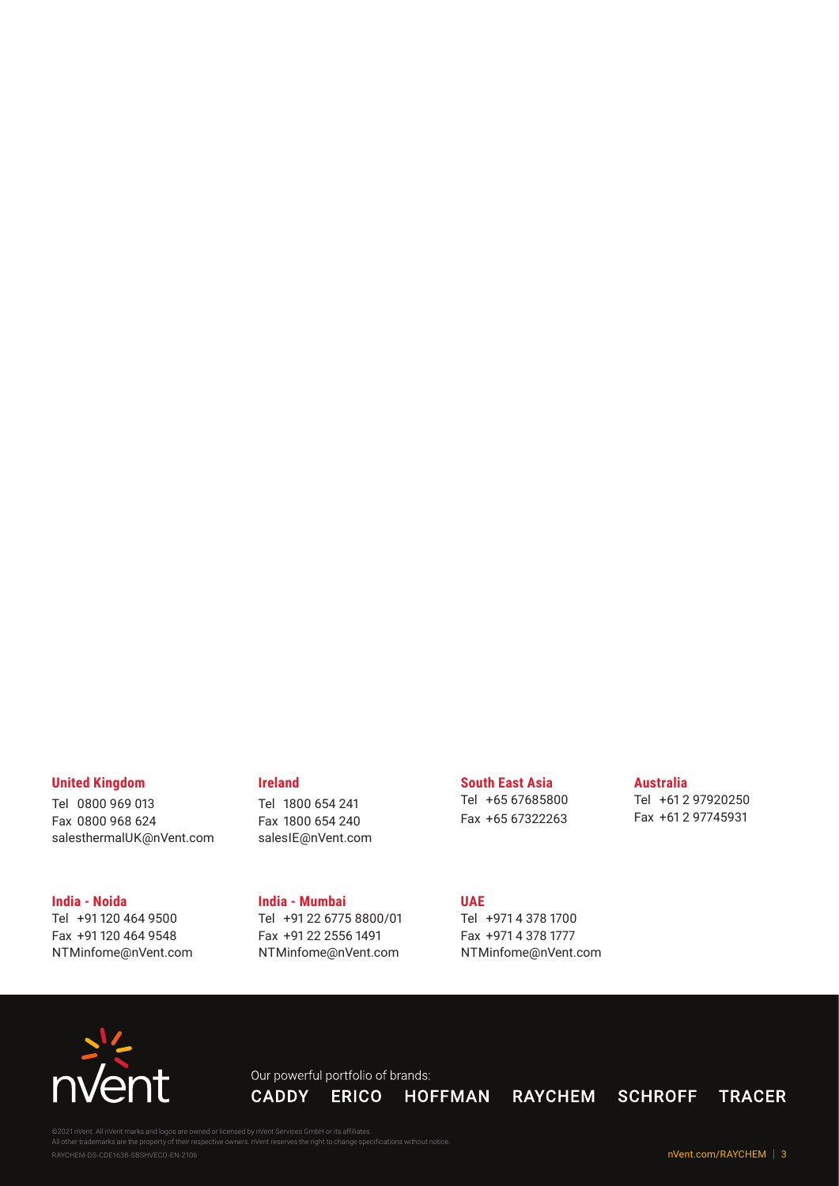**United Kingdom**
Tel 0800 969 013
Fax 0800 968 624
salesthermalUK@nVent.com

**Ireland**
Tel 1800 654 241
Fax 1800 654 240
salesIE@nVent.com

**South East Asia**
Tel +65 67685800
Fax +65 67322263

**Australia**
Tel +61 2 97920250
Fax +61 2 97745931

**India - Noida**
Tel +91 120 464 9500
Fax +91 120 464 9548
NTMinfome@nVent.com

**India - Mumbai**
Tel +91 22 6775 8800/01
Fax +91 22 2556 1491
NTMinfome@nVent.com

**UAE**
Tel +971 4 378 1700
Fax +971 4 378 1777
NTMinfome@nVent.com

nVent

Our powerful portfolio of brands:
CADDY ERICO HOFFMAN RAYCHEM SCHROFF TRACER

©2021 nVent. All nVent marks and logos are owned or licensed by nVent Services GmbH or its affiliates.
All other trademarks are the property of their respective owners. nVent reserves the right to change specifications without notice.
RAYCHEM-DS-CDE1638-SBSHVECO-EN-2106

nVent.com/RAYCHEM